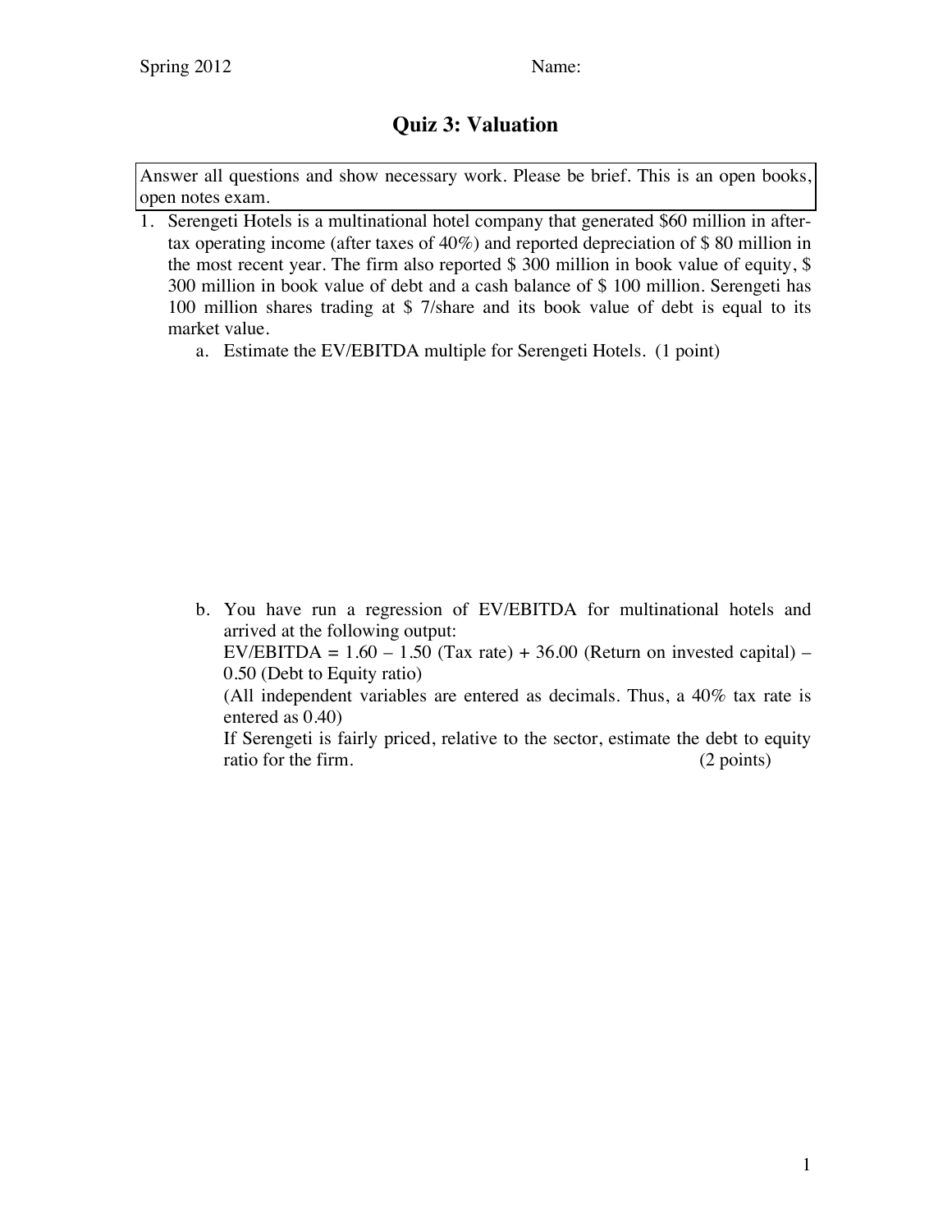Spring 2012 Name:

# Quiz 3: Valuation

Answer all questions and show necessary work. Please be brief. This is an open books, open notes exam.

1. Serengeti Hotels is a multinational hotel company that generated $60 million in after-tax operating income (after taxes of 40%) and reported depreciation of $ 80 million in the most recent year. The firm also reported $ 300 million in book value of equity, $ 300 million in book value of debt and a cash balance of $ 100 million. Serengeti has 100 million shares trading at $ 7/share and its book value of debt is equal to its market value.

   a. Estimate the EV/EBITDA multiple for Serengeti Hotels. (1 point)

   b. You have run a regression of EV/EBITDA for multinational hotels and arrived at the following output:
      EV/EBITDA = 1.60 – 1.50 (Tax rate) + 36.00 (Return on invested capital) – 0.50 (Debt to Equity ratio)
      (All independent variables are entered as decimals. Thus, a 40% tax rate is entered as 0.40)
      If Serengeti is fairly priced, relative to the sector, estimate the debt to equity ratio for the firm. (2 points)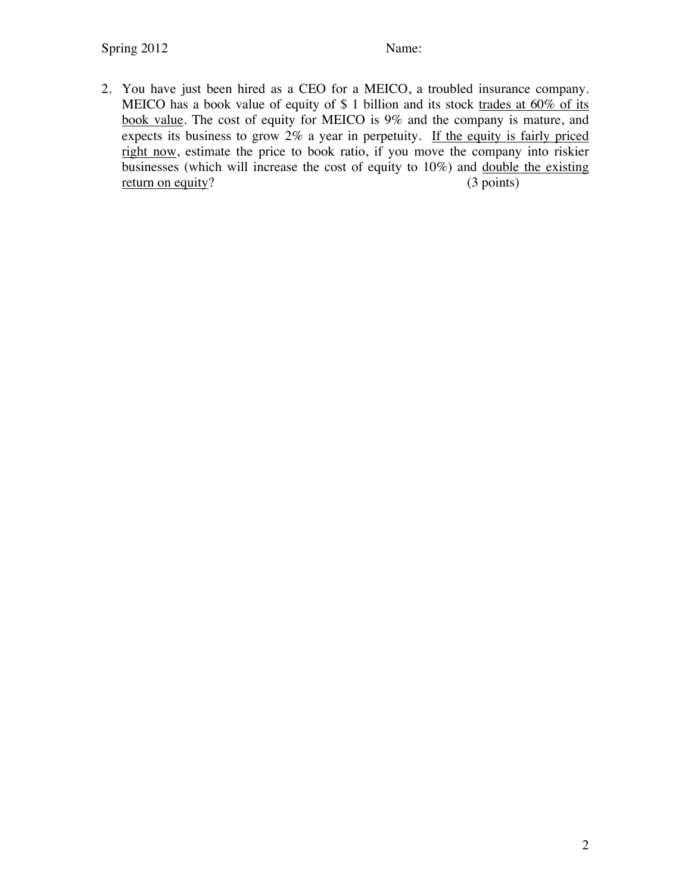2. You have just been hired as a CEO for a MEICO, a troubled insurance company. MEICO has a book value of equity of $ 1 billion and its stock <u>trades at 60% of its book value</u>. The cost of equity for MEICO is 9% and the company is mature, and expects its business to grow 2% a year in perpetuity. <u>If the equity is fairly priced right now</u>, estimate the price to book ratio, if you move the company into riskier businesses (which will increase the cost of equity to 10%) and <u>double the existing return on equity</u>? (3 points)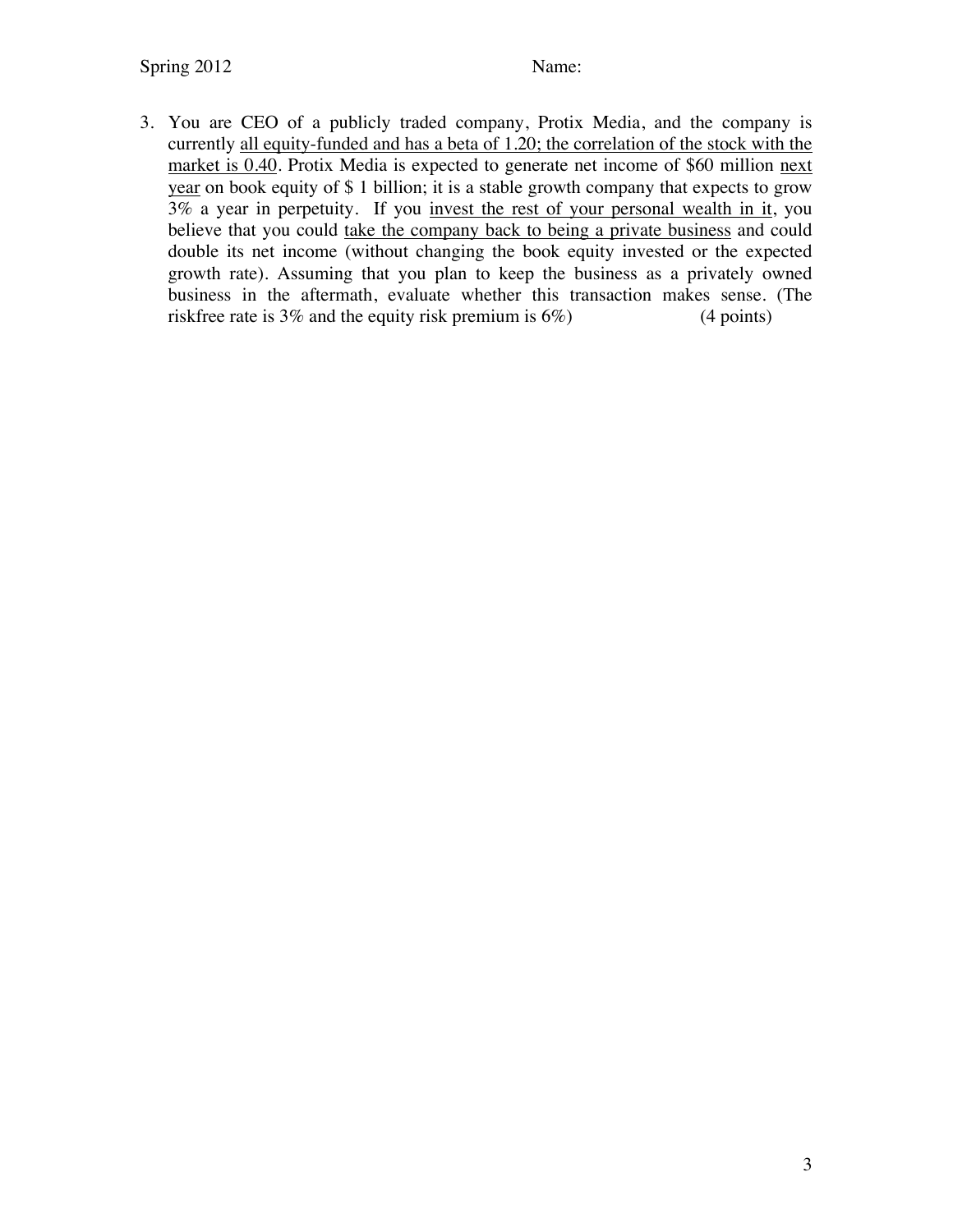3. You are CEO of a publicly traded company, Protix Media, and the company is currently <u>all equity-funded and has a beta of 1.20; the correlation of the stock with the market is 0.40</u>. Protix Media is expected to generate net income of $60 million <u>next year</u> on book equity of $ 1 billion; it is a stable growth company that expects to grow 3% a year in perpetuity. If you <u>invest the rest of your personal wealth in it</u>, you believe that you could <u>take the company back to being a private business</u> and could double its net income (without changing the book equity invested or the expected growth rate). Assuming that you plan to keep the business as a privately owned business in the aftermath, evaluate whether this transaction makes sense. (The riskfree rate is 3% and the equity risk premium is 6%) (4 points)